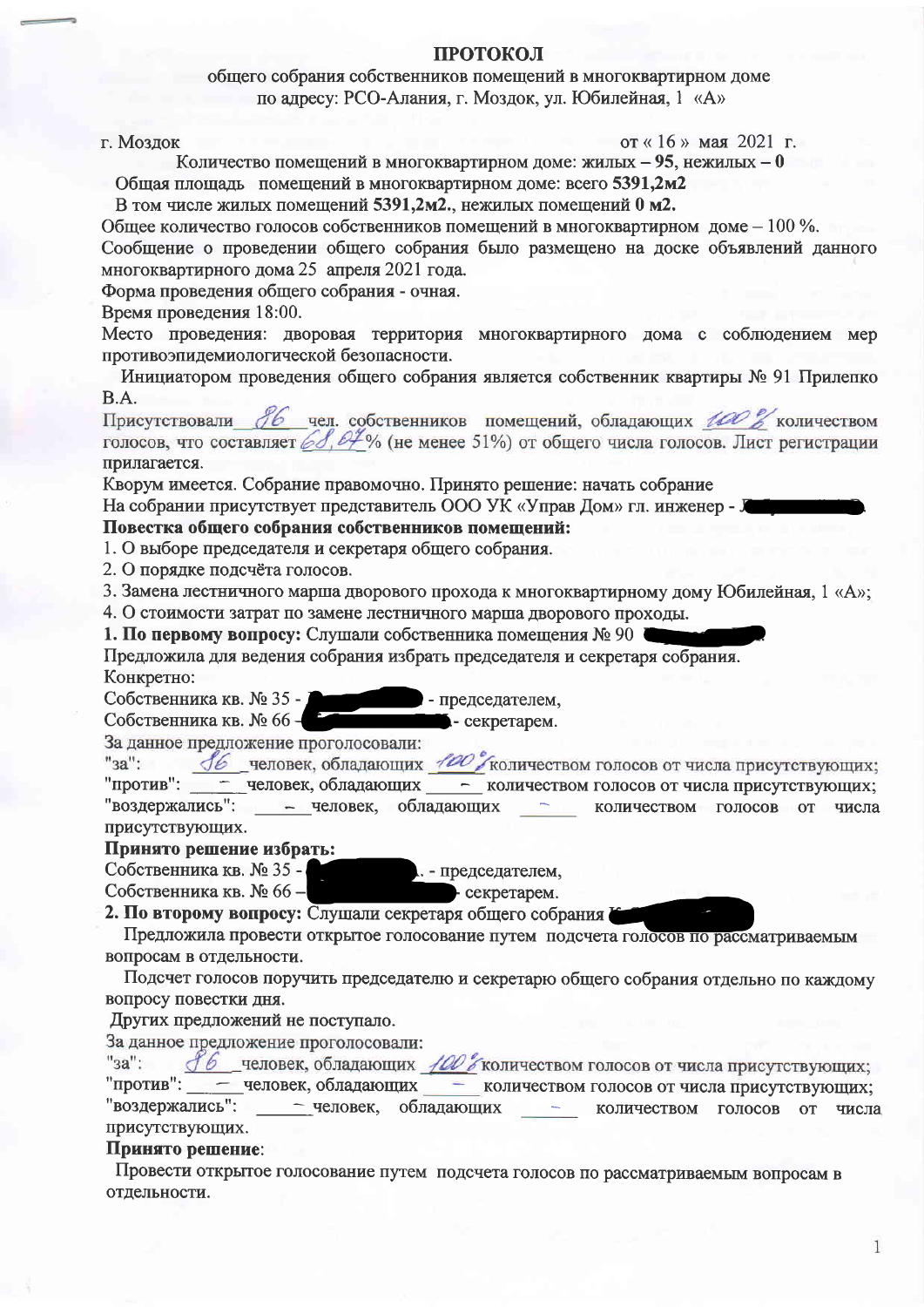# ПРОТОКОЛ

общего собрания собственников помещений в многоквартирном доме
по адресу: РСО-Алания, г. Моздок, ул. Юбилейная, 1 «А»

г. Моздок от « 16 » мая 2021 г.

Количество помещений в многоквартирном доме: жилых – **95**, нежилых – **0**

Общая площадь помещений в многоквартирном доме: всего **5391,2м2**

В том числе жилых помещений **5391,2м2.**, нежилых помещений **0 м2.**

Общее количество голосов собственников помещений в многоквартирном доме – 100 %.

Сообщение о проведении общего собрания было размещено на доске объявлений данного многоквартирного дома 25 апреля 2021 года.

Форма проведения общего собрания - очная.

Время проведения 18:00.

Место проведения: дворовая территория многоквартирного дома с соблюдением мер противоэпидемиологической безопасности.

Инициатором проведения общего собрания является собственник квартиры № 91 Прилепко В.А.

Присутствовали 86 чел. собственников помещений, обладающих 100% количеством голосов, что составляет 68,07% (не менее 51%) от общего числа голосов. Лист регистрации прилагается.

Кворум имеется. Собрание правомочно. Принято решение: начать собрание

На собрании присутствует представитель ООО УК «Управ Дом» гл. инженер - [скрыто]

**Повестка общего собрания собственников помещений:**

1. О выборе председателя и секретаря общего собрания.
2. О порядке подсчёта голосов.
3. Замена лестничного марша дворового прохода к многоквартирному дому Юбилейная, 1 «А»;
4. О стоимости затрат по замене лестничного марша дворового проходы.

**1. По первому вопросу:** Слушали собственника помещения № 90 [скрыто]

Предложила для ведения собрания избрать председателя и секретаря собрания.

Конкретно:

Собственника кв. № 35 - [скрыто] - председателем,

Собственника кв. № 66 – [скрыто] - секретарем.

За данное предложение проголосовали:

"за": 86 человек, обладающих 100% количеством голосов от числа присутствующих;

"против": – человек, обладающих – количеством голосов от числа присутствующих;

"воздержались": – человек, обладающих – количеством голосов от числа присутствующих.

**Принято решение избрать:**

Собственника кв. № 35 - [скрыто]. - председателем,

Собственника кв. № 66 – [скрыто] секретарем.

**2. По второму вопросу:** Слушали секретаря общего собрания [скрыто]

Предложила провести открытое голосование путем подсчета голосов по рассматриваемым вопросам в отдельности.

Подсчет голосов поручить председателю и секретарю общего собрания отдельно по каждому вопросу повестки дня.

Других предложений не поступало.

За данное предложение проголосовали:

"за": 86 человек, обладающих 100% количеством голосов от числа присутствующих;

"против": – человек, обладающих – количеством голосов от числа присутствующих;

"воздержались": – человек, обладающих – количеством голосов от числа присутствующих.

**Принято решение**:

Провести открытое голосование путем подсчета голосов по рассматриваемым вопросам в отдельности.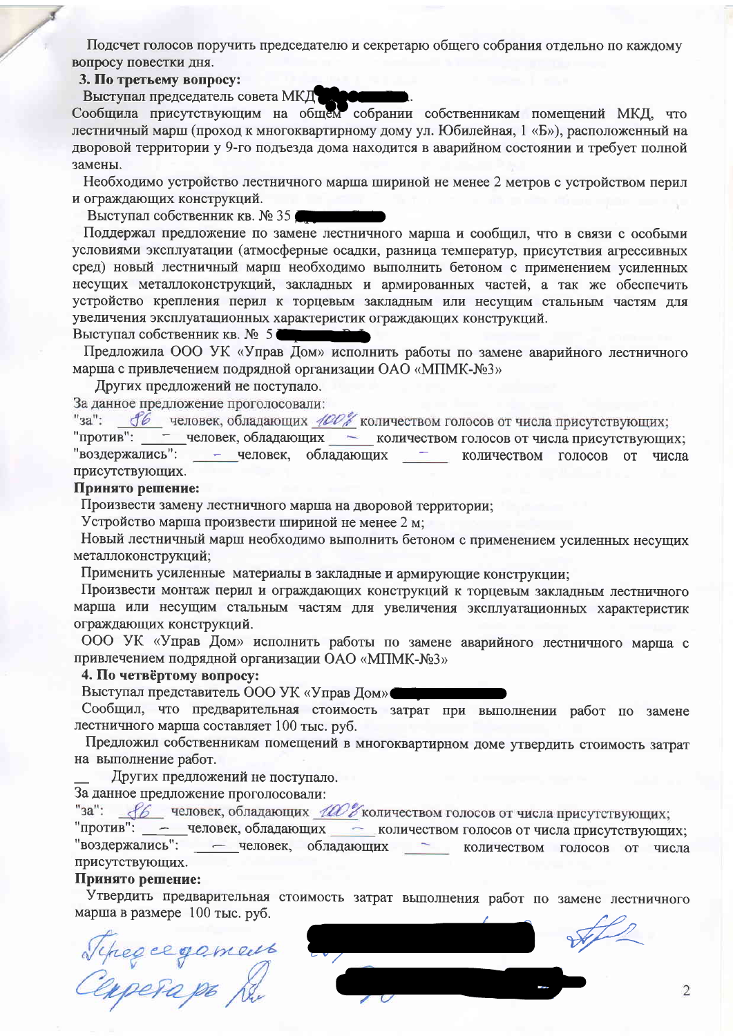Подсчет голосов поручить председателю и секретарю общего собрания отдельно по каждому вопросу повестки дня.

**3. По третьему вопросу:**

Выступал председатель совета МКД.

Сообщила присутствующим на общем собрании собственникам помещений МКД, что лестничный марш (проход к многоквартирному дому ул. Юбилейная, 1 «Б»), расположенный на дворовой территории у 9-го подъезда дома находится в аварийном состоянии и требует полной замены.

Необходимо устройство лестничного марша шириной не менее 2 метров с устройством перил и ограждающих конструкций.

Выступал собственник кв. № 35

Поддержал предложение по замене лестничного марша и сообщил, что в связи с особыми условиями эксплуатации (атмосферные осадки, разница температур, присутствия агрессивных сред) новый лестничный марш необходимо выполнить бетоном с применением усиленных несущих металлоконструкций, закладных и армированных частей, а так же обеспечить устройство крепления перил к торцевым закладным или несущим стальным частям для увеличения эксплуатационных характеристик ограждающих конструкций.

Выступал собственник кв. № 5

Предложила ООО УК «Управ Дом» исполнить работы по замене аварийного лестничного марша с привлечением подрядной организации ОАО «МПМК-№3»

Других предложений не поступало.

За данное предложение проголосовали:

"за": 86 человек, обладающих 100% количеством голосов от числа присутствующих;
"против": – человек, обладающих – количеством голосов от числа присутствующих;
"воздержались": – человек, обладающих – количеством голосов от числа присутствующих.

**Принято решение:**

Произвести замену лестничного марша на дворовой территории;
Устройство марша произвести шириной не менее 2 м;
Новый лестничный марш необходимо выполнить бетоном с применением усиленных несущих металлоконструкций;
Применить усиленные материалы в закладные и армирующие конструкции;
Произвести монтаж перил и ограждающих конструкций к торцевым закладным лестничного марша или несущим стальным частям для увеличения эксплуатационных характеристик ограждающих конструкций.
ООО УК «Управ Дом» исполнить работы по замене аварийного лестничного марша с привлечением подрядной организации ОАО «МПМК-№3»

**4. По четвёртому вопросу:**

Выступал представитель ООО УК «Управ Дом»

Сообщил, что предварительная стоимость затрат при выполнении работ по замене лестничного марша составляет 100 тыс. руб.

Предложил собственникам помещений в многоквартирном доме утвердить стоимость затрат на выполнение работ.

Других предложений не поступало.

За данное предложение проголосовали:

"за": 86 человек, обладающих 100% количеством голосов от числа присутствующих;
"против": – человек, обладающих – количеством голосов от числа присутствующих;
"воздержались": – человек, обладающих – количеством голосов от числа присутствующих.

**Принято решение:**

Утвердить предварительная стоимость затрат выполнения работ по замене лестничного марша в размере 100 тыс. руб.

Председатель

Секретарь